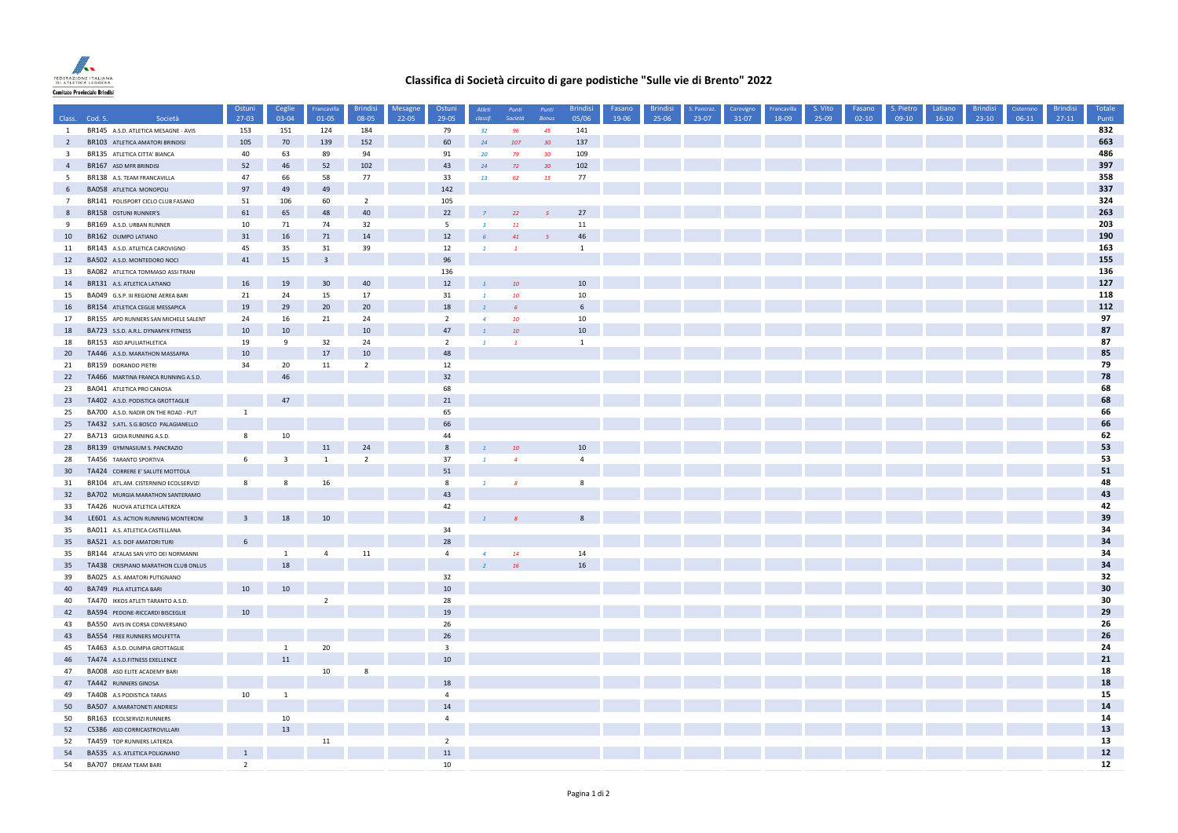# Classifica di Società circuito di gare podistiche "Sulle vie di Brento" 2022

FEDERAZIONE ITALIANA DI ATLETICA LEGGERA
Comitato Provinciale Brindisi

| Class. | Cod. S. | Società | Ostuni 27-03 | Ceglie 03-04 | Francavilla 01-05 | Brindisi 08-05 | Mesagne 22-05 | Ostuni 29-05 | Atleti classif. | Punti Società | Punti Bonus | Brindisi 05/06 | Fasano 19-06 | Brindisi 25-06 | S. Pancraz. 23-07 | Carovigno 31-07 | Francavilla 18-09 | S. Vito 25-09 | Fasano 02-10 | S. Pietro 09-10 | Latiano 16-10 | Brindisi 23-10 | Cisternino 06-11 | Brindisi 27-11 | Totale Punti |
|---|---|---|---|---|---|---|---|---|---|---|---|---|---|---|---|---|---|---|---|---|---|---|---|---|---|
| 1 | BR145 | A.S.D. ATLETICA MESAGNE - AVIS | 153 | 151 | 124 | 184 | | 79 | 32 | 96 | 45 | 141 | | | | | | | | | | | | | 832 |
| 2 | BR103 | ATLETICA AMATORI BRINDISI | 105 | 70 | 139 | 152 | | 60 | 24 | 107 | 30 | 137 | | | | | | | | | | | | | 663 |
| 3 | BR135 | ATLETICA CITTA' BIANCA | 40 | 63 | 89 | 94 | | 91 | 20 | 79 | 30 | 109 | | | | | | | | | | | | | 486 |
| 4 | BR167 | ASD MFR BRINDISI | 52 | 46 | 52 | 102 | | 43 | 24 | 72 | 30 | 102 | | | | | | | | | | | | | 397 |
| 5 | BR138 | A.S. TEAM FRANCAVILLA | 47 | 66 | 58 | 77 | | 33 | 13 | 62 | 15 | 77 | | | | | | | | | | | | | 358 |
| 6 | BA058 | ATLETICA MONOPOLI | 97 | 49 | 49 | | | 142 | | | | | | | | | | | | | | | | | 337 |
| 7 | BR141 | POLISPORT CICLO CLUB FASANO | 51 | 106 | 60 | 2 | | 105 | | | | | | | | | | | | | | | | | 324 |
| 8 | BR158 | OSTUNI RUNNER'S | 61 | 65 | 48 | 40 | | 22 | 7 | 22 | 5 | 27 | | | | | | | | | | | | | 263 |
| 9 | BR169 | A.S.D. URBAN RUNNER | 10 | 71 | 74 | 32 | | 5 | 3 | 11 | | 11 | | | | | | | | | | | | | 203 |
| 10 | BR162 | OLIMPO LATIANO | 31 | 16 | 71 | 14 | | 12 | 6 | 41 | 5 | 46 | | | | | | | | | | | | | 190 |
| 11 | BR143 | A.S.D. ATLETICA CAROVIGNO | 45 | 35 | 31 | 39 | | 12 | 1 | 1 | | 1 | | | | | | | | | | | | | 163 |
| 12 | BA502 | A.S.D. MONTEDORO NOCI | 41 | 15 | 3 | | | 96 | | | | | | | | | | | | | | | | | 155 |
| 13 | BA082 | ATLETICA TOMMASO ASSI TRANI | | | | | | 136 | | | | | | | | | | | | | | | | | 136 |
| 14 | BR131 | A.S. ATLETICA LATIANO | 16 | 19 | 30 | 40 | | 12 | 1 | 10 | | 10 | | | | | | | | | | | | | 127 |
| 15 | BA049 | G.S.P. III REGIONE AEREA BARI | 21 | 24 | 15 | 17 | | 31 | 1 | 10 | | 10 | | | | | | | | | | | | | 118 |
| 16 | BR154 | ATLETICA CEGLIE MESSAPICA | 19 | 29 | 20 | 20 | | 18 | 1 | 6 | | 6 | | | | | | | | | | | | | 112 |
| 17 | BR155 | APD RUNNERS SAN MICHELE SALENT | 24 | 16 | 21 | 24 | | 2 | 4 | 10 | | 10 | | | | | | | | | | | | | 97 |
| 18 | BA723 | S.S.D. A.R.L. DYNAMYK FITNESS | 10 | 10 | | 10 | | 47 | 1 | 10 | | 10 | | | | | | | | | | | | | 87 |
| 18 | BR153 | ASD APULIATHLETICA | 19 | 9 | 32 | 24 | | 2 | 1 | 1 | | 1 | | | | | | | | | | | | | 87 |
| 20 | TA446 | A.S.D. MARATHON MASSAFRA | 10 | | 17 | 10 | | 48 | | | | | | | | | | | | | | | | | 85 |
| 21 | BR159 | DORANDO PIETRI | 34 | 20 | 11 | 2 | | 12 | | | | | | | | | | | | | | | | | 79 |
| 22 | TA466 | MARTINA FRANCA RUNNING A.S.D. | | 46 | | | | 32 | | | | | | | | | | | | | | | | | 78 |
| 23 | BA041 | ATLETICA PRO CANOSA | | | | | | 68 | | | | | | | | | | | | | | | | | 68 |
| 23 | TA402 | A.S.D. PODISTICA GROTTAGLIE | | 47 | | | | 21 | | | | | | | | | | | | | | | | | 68 |
| 25 | BA700 | A.S.D. NADIR ON THE ROAD - PUT | 1 | | | | | 65 | | | | | | | | | | | | | | | | | 66 |
| 25 | TA432 | S.ATL. S.G.BOSCO PALAGIANELLO | | | | | | 66 | | | | | | | | | | | | | | | | | 66 |
| 27 | BA713 | GIOIA RUNNING A.S.D. | 8 | 10 | | | | 44 | | | | | | | | | | | | | | | | | 62 |
| 28 | BR139 | GYMNASIUM S. PANCRAZIO | | | 11 | 24 | | 8 | 1 | 10 | | 10 | | | | | | | | | | | | | 53 |
| 28 | TA456 | TARANTO SPORTIVA | 6 | 3 | 1 | 2 | | 37 | 1 | 4 | | 4 | | | | | | | | | | | | | 53 |
| 30 | TA424 | CORRERE E' SALUTE MOTTOLA | | | | | | 51 | | | | | | | | | | | | | | | | | 51 |
| 31 | BR104 | ATL.AM. CISTERNINO ECOLSERVIZI | 8 | 8 | 16 | | | 8 | 1 | 8 | | 8 | | | | | | | | | | | | | 48 |
| 32 | BA702 | MURGIA MARATHON SANTERAMO | | | | | | 43 | | | | | | | | | | | | | | | | | 43 |
| 33 | TA426 | NUOVA ATLETICA LATERZA | | | | | | 42 | | | | | | | | | | | | | | | | | 42 |
| 34 | LE601 | A.S. ACTION RUNNING MONTERONI | 3 | 18 | 10 | | | | 1 | 8 | | 8 | | | | | | | | | | | | | 39 |
| 35 | BA011 | A.S. ATLETICA CASTELLANA | | | | | | 34 | | | | | | | | | | | | | | | | | 34 |
| 35 | BA521 | A.S. DOF AMATORI TURI | 6 | | | | | 28 | | | | | | | | | | | | | | | | | 34 |
| 35 | BR144 | ATALAS SAN VITO DEI NORMANNI | | 1 | 4 | 11 | | 4 | 4 | 14 | | 14 | | | | | | | | | | | | | 34 |
| 35 | TA438 | CRISPIANO MARATHON CLUB ONLUS | | 18 | | | | | 2 | 16 | | 16 | | | | | | | | | | | | | 34 |
| 39 | BA025 | A.S. AMATORI PUTIGNANO | | | | | | 32 | | | | | | | | | | | | | | | | | 32 |
| 40 | BA749 | PILA ATLETICA BARI | 10 | 10 | | | | 10 | | | | | | | | | | | | | | | | | 30 |
| 40 | TA470 | IKKOS ATLETI TARANTO A.S.D. | | | 2 | | | 28 | | | | | | | | | | | | | | | | | 30 |
| 42 | BA594 | PEDONE-RICCARDI BISCEGLIE | 10 | | | | | 19 | | | | | | | | | | | | | | | | | 29 |
| 43 | BA550 | AVIS IN CORSA CONVERSANO | | | | | | 26 | | | | | | | | | | | | | | | | | 26 |
| 43 | BA554 | FREE RUNNERS MOLFETTA | | | | | | 26 | | | | | | | | | | | | | | | | | 26 |
| 45 | TA463 | A.S.D. OLIMPIA GROTTAGLIE | | 1 | 20 | | | 3 | | | | | | | | | | | | | | | | | 24 |
| 46 | TA474 | A.S.D.FITNESS EXELLENCE | | 11 | | | | 10 | | | | | | | | | | | | | | | | | 21 |
| 47 | BA008 | ASD ELITE ACADEMY BARI | | | 10 | 8 | | | | | | | | | | | | | | | | | | | 18 |
| 47 | TA442 | RUNNERS GINOSA | | | | | | 18 | | | | | | | | | | | | | | | | | 18 |
| 49 | TA408 | A.S PODISTICA TARAS | 10 | 1 | | | | 4 | | | | | | | | | | | | | | | | | 15 |
| 50 | BA507 | A.MARATONETI ANDRIESI | | | | | | 14 | | | | | | | | | | | | | | | | | 14 |
| 50 | BR163 | ECOLSERVIZI RUNNERS | | 10 | | | | 4 | | | | | | | | | | | | | | | | | 14 |
| 52 | CS386 | ASD CORRICASTROVILLARI | | 13 | | | | | | | | | | | | | | | | | | | | | 13 |
| 52 | TA459 | TOP RUNNERS LATERZA | | | 11 | | | 2 | | | | | | | | | | | | | | | | | 13 |
| 54 | BA535 | A.S. ATLETICA POLIGNANO | 1 | | | | | 11 | | | | | | | | | | | | | | | | | 12 |
| 54 | BA707 | DREAM TEAM BARI | 2 | | | | | 10 | | | | | | | | | | | | | | | | | 12 |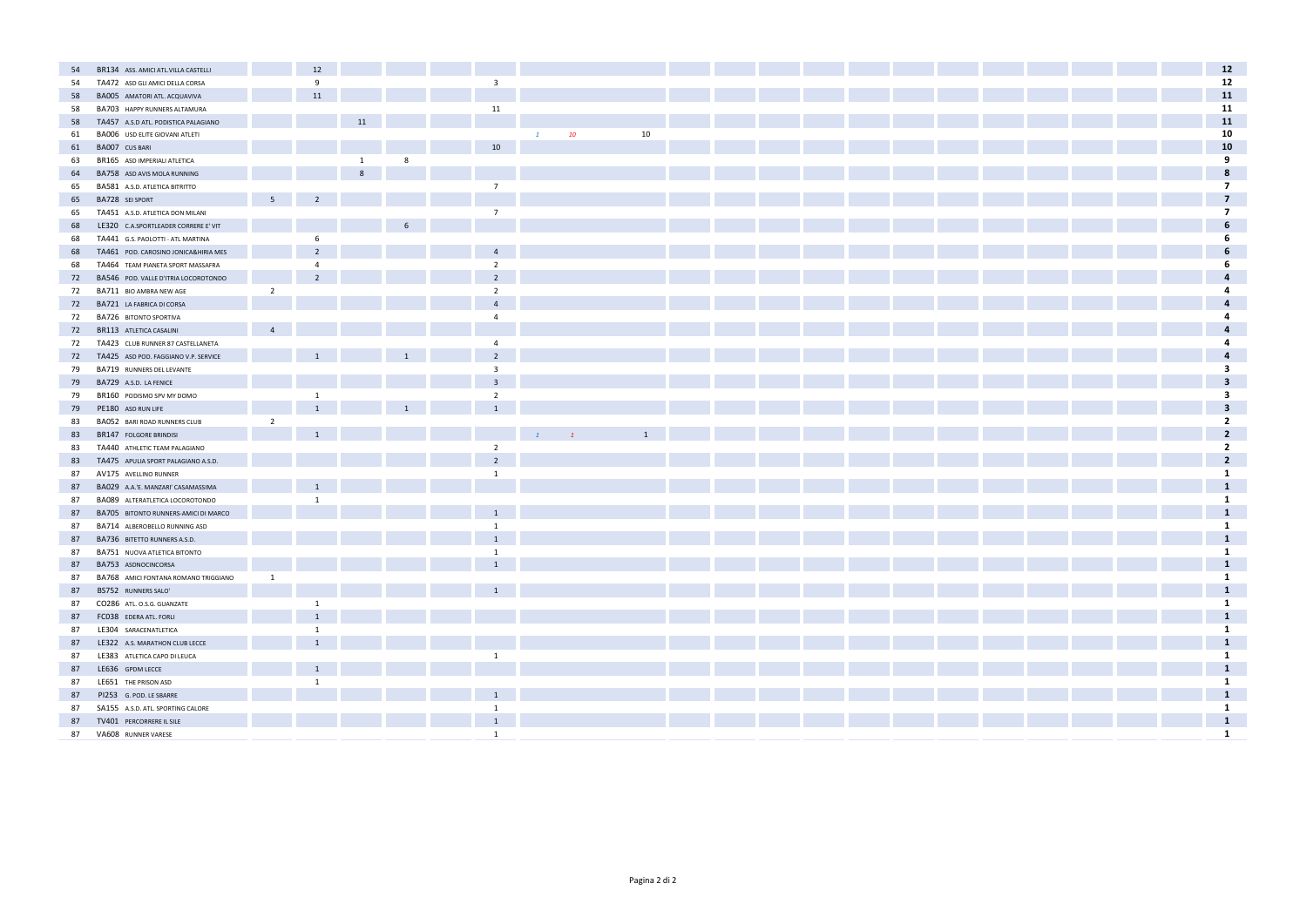| | | | | | | | | | | | | |
|---|---|---|---|---|---|---|---|---|---|---|---|---|
| 54 | BR134 | ASS. AMICI ATL.VILLA CASTELLI | | 12 | | | | | | | | **12** |
| 54 | TA472 | ASD GLI AMICI DELLA CORSA | | 9 | | | | 3 | | | | **12** |
| 58 | BA005 | AMATORI ATL. ACQUAVIVA | | 11 | | | | | | | | **11** |
| 58 | BA703 | HAPPY RUNNERS ALTAMURA | | | | | | 11 | | | | **11** |
| 58 | TA457 | A.S.D ATL. PODISTICA PALAGIANO | | | 11 | | | | | | | **11** |
| 61 | BA006 | USD ELITE GIOVANI ATLETI | | | | | | | *1* | *10* | 10 | **10** |
| 61 | BA007 | CUS BARI | | | | | | 10 | | | | **10** |
| 63 | BR165 | ASD IMPERIALI ATLETICA | | | 1 | 8 | | | | | | **9** |
| 64 | BA758 | ASD AVIS MOLA RUNNING | | | 8 | | | | | | | **8** |
| 65 | BA581 | A.S.D. ATLETICA BITRITTO | | | | | | 7 | | | | **7** |
| 65 | BA728 | SEI SPORT | 5 | 2 | | | | | | | | **7** |
| 65 | TA451 | A.S.D. ATLETICA DON MILANI | | | | | | 7 | | | | **7** |
| 68 | LE320 | C.A.SPORTLEADER CORRERE E' VIT | | | | 6 | | | | | | **6** |
| 68 | TA441 | G.S. PAOLOTTI - ATL MARTINA | | 6 | | | | | | | | **6** |
| 68 | TA461 | POD. CAROSINO JONICA&HIRIA MES | | 2 | | | | 4 | | | | **6** |
| 68 | TA464 | TEAM PIANETA SPORT MASSAFRA | | 4 | | | | 2 | | | | **6** |
| 72 | BA546 | POD. VALLE D'ITRIA LOCOROTONDO | | 2 | | | | 2 | | | | **4** |
| 72 | BA711 | BIO AMBRA NEW AGE | 2 | | | | | 2 | | | | **4** |
| 72 | BA721 | LA FABRICA DI CORSA | | | | | | 4 | | | | **4** |
| 72 | BA726 | BITONTO SPORTIVA | | | | | | 4 | | | | **4** |
| 72 | BR113 | ATLETICA CASALINI | 4 | | | | | | | | | **4** |
| 72 | TA423 | CLUB RUNNER 87 CASTELLANETA | | | | | | 4 | | | | **4** |
| 72 | TA425 | ASD POD. FAGGIANO V.P. SERVICE | | 1 | | 1 | | 2 | | | | **4** |
| 79 | BA719 | RUNNERS DEL LEVANTE | | | | | | 3 | | | | **3** |
| 79 | BA729 | A.S.D. LA FENICE | | | | | | 3 | | | | **3** |
| 79 | BR160 | PODISMO SPV MY DOMO | | 1 | | | | 2 | | | | **3** |
| 79 | PE180 | ASD RUN LIFE | | 1 | | 1 | | 1 | | | | **3** |
| 83 | BA052 | BARI ROAD RUNNERS CLUB | 2 | | | | | | | | | **2** |
| 83 | BR147 | FOLGORE BRINDISI | | 1 | | | | | *1* | *1* | 1 | **2** |
| 83 | TA440 | ATHLETIC TEAM PALAGIANO | | | | | | 2 | | | | **2** |
| 83 | TA475 | APULIA SPORT PALAGIANO A.S.D. | | | | | | 2 | | | | **2** |
| 87 | AV175 | AVELLINO RUNNER | | | | | | 1 | | | | **1** |
| 87 | BA029 | A.A.'E. MANZARI' CASAMASSIMA | | 1 | | | | | | | | **1** |
| 87 | BA089 | ALTERATLETICA LOCOROTONDO | | 1 | | | | | | | | **1** |
| 87 | BA705 | BITONTO RUNNERS-AMICI DI MARCO | | | | | | 1 | | | | **1** |
| 87 | BA714 | ALBEROBELLO RUNNING ASD | | | | | | 1 | | | | **1** |
| 87 | BA736 | BITETTO RUNNERS A.S.D. | | | | | | 1 | | | | **1** |
| 87 | BA751 | NUOVA ATLETICA BITONTO | | | | | | 1 | | | | **1** |
| 87 | BA753 | ASDNOCINCORSA | | | | | | 1 | | | | **1** |
| 87 | BA768 | AMICI FONTANA ROMANO TRIGGIANO | 1 | | | | | | | | | **1** |
| 87 | BS752 | RUNNERS SALO' | | | | | | 1 | | | | **1** |
| 87 | CO286 | ATL. O.S.G. GUANZATE | | 1 | | | | | | | | **1** |
| 87 | FC038 | EDERA ATL. FORLI | | 1 | | | | | | | | **1** |
| 87 | LE304 | SARACENATLETICA | | 1 | | | | | | | | **1** |
| 87 | LE322 | A.S. MARATHON CLUB LECCE | | 1 | | | | | | | | **1** |
| 87 | LE383 | ATLETICA CAPO DI LEUCA | | | | | | 1 | | | | **1** |
| 87 | LE636 | GPDM LECCE | | 1 | | | | | | | | **1** |
| 87 | LE651 | THE PRISON ASD | | 1 | | | | | | | | **1** |
| 87 | PI253 | G. POD. LE SBARRE | | | | | | 1 | | | | **1** |
| 87 | SA155 | A.S.D. ATL. SPORTING CALORE | | | | | | 1 | | | | **1** |
| 87 | TV401 | PERCORRERE IL SILE | | | | | | 1 | | | | **1** |
| 87 | VA608 | RUNNER VARESE | | | | | | 1 | | | | **1** |